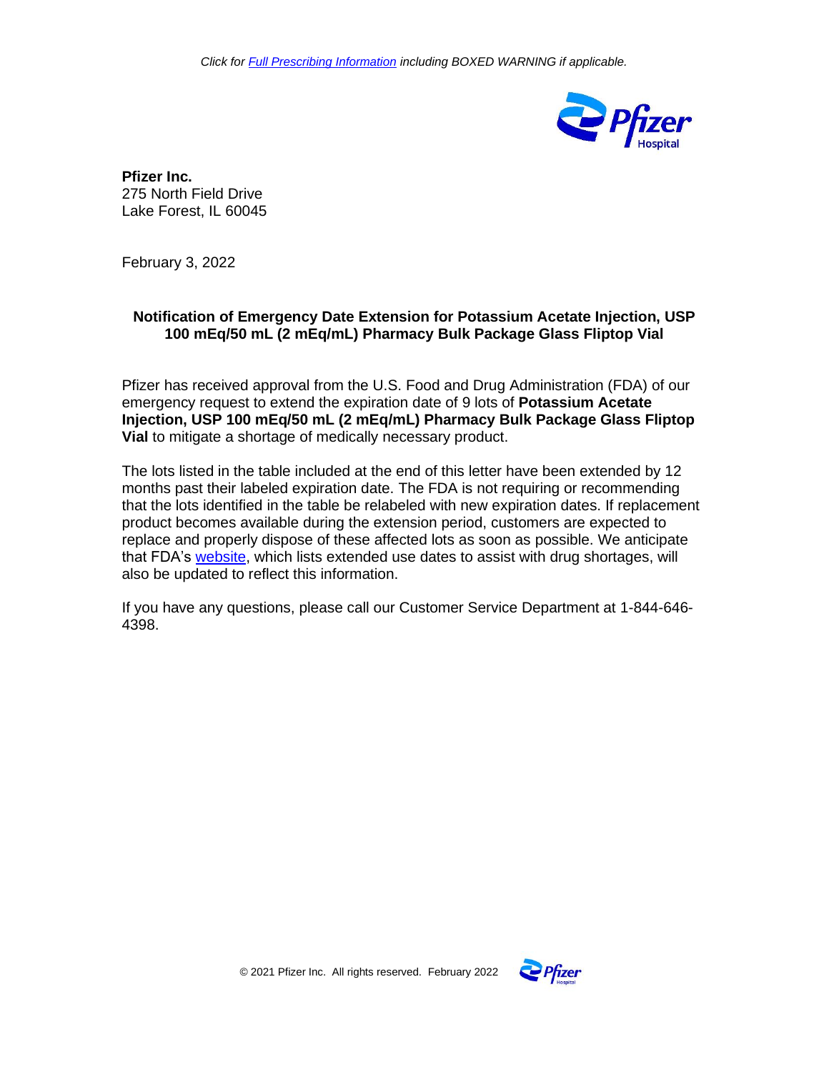*Click for [Full Prescribing Information](#) including BOXED WARNING if applicable.*

**Pfizer Inc.**
275 North Field Drive
Lake Forest, IL 60045

February 3, 2022

**Notification of Emergency Date Extension for Potassium Acetate Injection, USP 100 mEq/50 mL (2 mEq/mL) Pharmacy Bulk Package Glass Fliptop Vial**

Pfizer has received approval from the U.S. Food and Drug Administration (FDA) of our emergency request to extend the expiration date of 9 lots of **Potassium Acetate Injection, USP 100 mEq/50 mL (2 mEq/mL) Pharmacy Bulk Package Glass Fliptop Vial** to mitigate a shortage of medically necessary product.

The lots listed in the table included at the end of this letter have been extended by 12 months past their labeled expiration date. The FDA is not requiring or recommending that the lots identified in the table be relabeled with new expiration dates. If replacement product becomes available during the extension period, customers are expected to replace and properly dispose of these affected lots as soon as possible. We anticipate that FDA's [website](#), which lists extended use dates to assist with drug shortages, will also be updated to reflect this information.

If you have any questions, please call our Customer Service Department at 1-844-646-4398.

© 2021 Pfizer Inc. All rights reserved. February 2022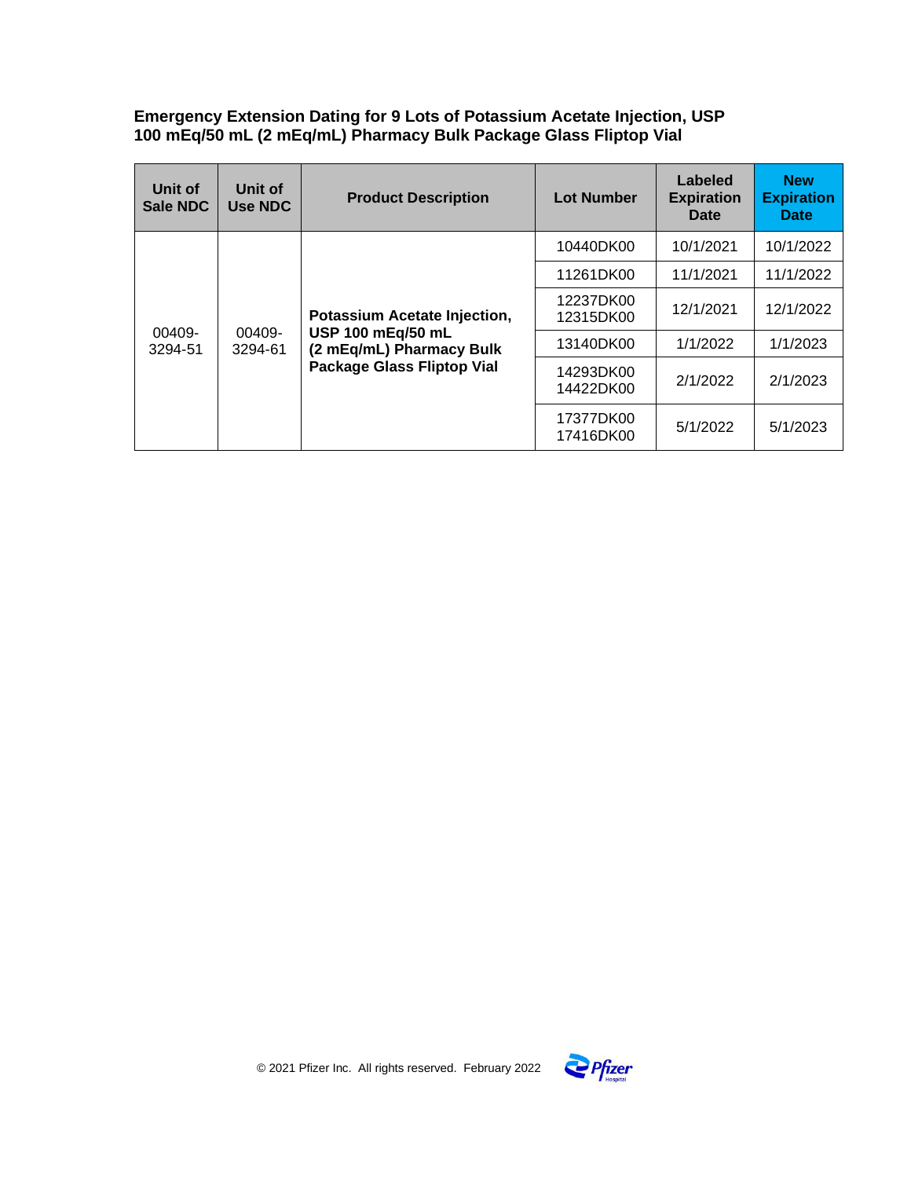**Emergency Extension Dating for 9 Lots of Potassium Acetate Injection, USP 100 mEq/50 mL (2 mEq/mL) Pharmacy Bulk Package Glass Fliptop Vial**

| Unit of Sale NDC | Unit of Use NDC | Product Description | Lot Number | Labeled Expiration Date | New Expiration Date |
|---|---|---|---|---|---|
| 00409-3294-51 | 00409-3294-61 | **Potassium Acetate Injection, USP 100 mEq/50 mL (2 mEq/mL) Pharmacy Bulk Package Glass Fliptop Vial** | 10440DK00 | 10/1/2021 | 10/1/2022 |
| | | | 11261DK00 | 11/1/2021 | 11/1/2022 |
| | | | 12237DK00<br>12315DK00 | 12/1/2021 | 12/1/2022 |
| | | | 13140DK00 | 1/1/2022 | 1/1/2023 |
| | | | 14293DK00<br>14422DK00 | 2/1/2022 | 2/1/2023 |
| | | | 17377DK00<br>17416DK00 | 5/1/2022 | 5/1/2023 |

© 2021 Pfizer Inc. All rights reserved. February 2022